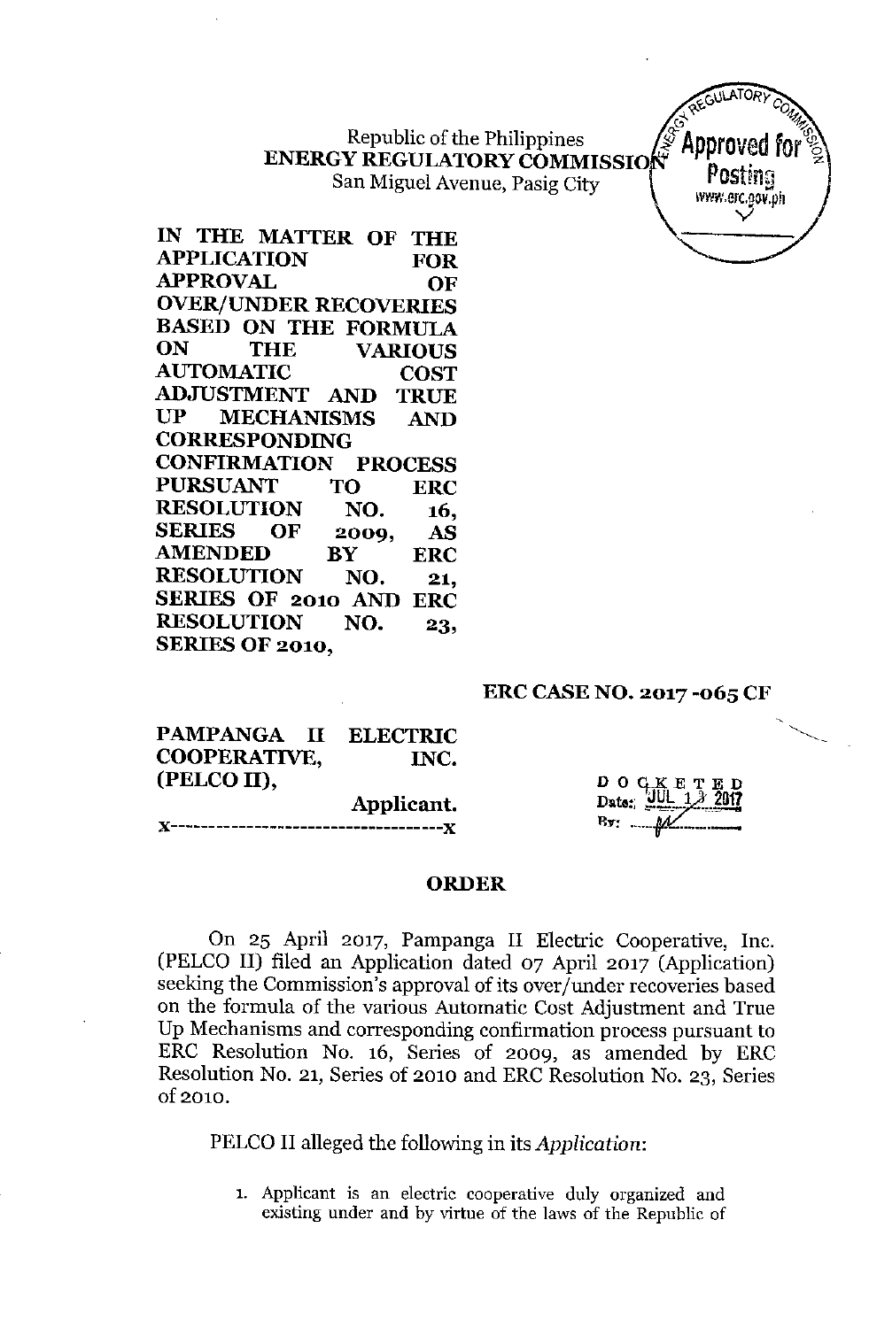Republic of the Philippines
**ENERGY REGULATORY COMMISSION**
San Miguel Avenue, Pasig City

**IN THE MATTER OF THE APPLICATION FOR APPROVAL OF OVER/UNDER RECOVERIES BASED ON THE FORMULA ON THE VARIOUS AUTOMATIC COST ADJUSTMENT AND TRUE UP MECHANISMS AND CORRESPONDING CONFIRMATION PROCESS PURSUANT TO ERC RESOLUTION NO. 16, SERIES OF 2009, AS AMENDED BY ERC RESOLUTION NO. 21, SERIES OF 2010 AND ERC RESOLUTION NO. 23, SERIES OF 2010,**

**ERC CASE NO. 2017-065 CF**

**PAMPANGA II ELECTRIC COOPERATIVE, INC. (PELCO II),**
**Applicant.**
x----------------------------------x

DOCKETED
Date: JUL 13 2017

# ORDER

On 25 April 2017, Pampanga II Electric Cooperative, Inc. (PELCO II) filed an Application dated 07 April 2017 (Application) seeking the Commission's approval of its over/under recoveries based on the formula of the various Automatic Cost Adjustment and True Up Mechanisms and corresponding confirmation process pursuant to ERC Resolution No. 16, Series of 2009, as amended by ERC Resolution No. 21, Series of 2010 and ERC Resolution No. 23, Series of 2010.

PELCO II alleged the following in its *Application*:

1. Applicant is an electric cooperative duly organized and existing under and by virtue of the laws of the Republic of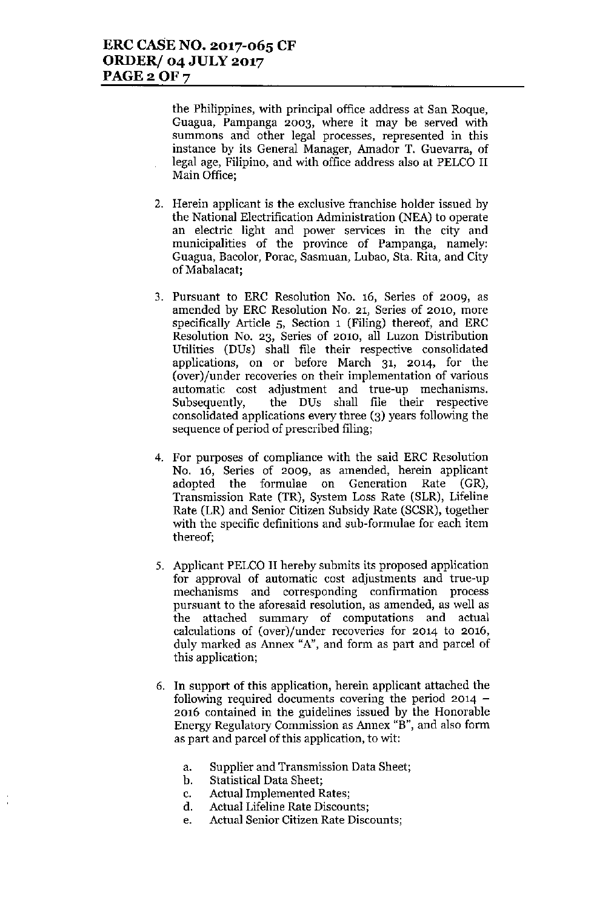the Philippines, with principal office address at San Roque, Guagua, Pampanga 2003, where it may be served with summons and other legal processes, represented in this instance by its General Manager, Amador T. Guevarra, of legal age, Filipino, and with office address also at PELCO II Main Office;

2. Herein applicant is the exclusive franchise holder issued by the National Electrification Administration (NEA) to operate an electric light and power services in the city and municipalities of the province of Pampanga, namely: Guagua, Bacolor, Porac, Sasmuan, Lubao, Sta. Rita, and City of Mabalacat;

3. Pursuant to ERC Resolution No. 16, Series of 2009, as amended by ERC Resolution No. 21, Series of 2010, more specifically Article 5, Section 1 (Filing) thereof, and ERC Resolution No. 23, Series of 2010, all Luzon Distribution Utilities (DUs) shall file their respective consolidated applications, on or before March 31, 2014, for the (over)/under recoveries on their implementation of various automatic cost adjustment and true-up mechanisms. Subsequently, the DUs shall file their respective consolidated applications every three (3) years following the sequence of period of prescribed filing;

4. For purposes of compliance with the said ERC Resolution No. 16, Series of 2009, as amended, herein applicant adopted the formulae on Generation Rate (GR), Transmission Rate (TR), System Loss Rate (SLR), Lifeline Rate (LR) and Senior Citizen Subsidy Rate (SCSR), together with the specific definitions and sub-formulae for each item thereof;

5. Applicant PELCO II hereby submits its proposed application for approval of automatic cost adjustments and true-up mechanisms and corresponding confirmation process pursuant to the aforesaid resolution, as amended, as well as the attached summary of computations and actual calculations of (over)/under recoveries for 2014 to 2016, duly marked as Annex "A", and form as part and parcel of this application;

6. In support of this application, herein applicant attached the following required documents covering the period 2014 – 2016 contained in the guidelines issued by the Honorable Energy Regulatory Commission as Annex "B", and also form as part and parcel of this application, to wit:

   a. Supplier and Transmission Data Sheet;
   b. Statistical Data Sheet;
   c. Actual Implemented Rates;
   d. Actual Lifeline Rate Discounts;
   e. Actual Senior Citizen Rate Discounts;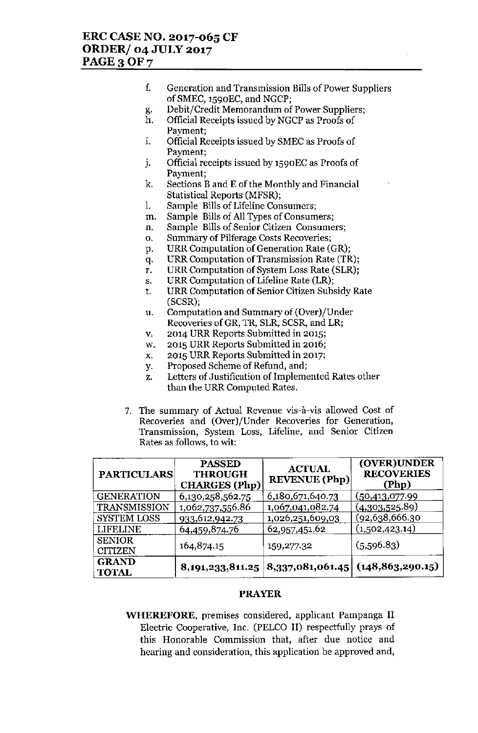f. Generation and Transmission Bills of Power Suppliers of SMEC, 1590EC, and NGCP;
g. Debit/Credit Memorandum of Power Suppliers;
h. Official Receipts issued by NGCP as Proofs of Payment;
i. Official Receipts issued by SMEC as Proofs of Payment;
j. Official receipts issued by 1590EC as Proofs of Payment;
k. Sections B and E of the Monthly and Financial Statistical Reports (MFSR);
l. Sample Bills of Lifeline Consumers;
m. Sample Bills of All Types of Consumers;
n. Sample Bills of Senior Citizen Consumers;
o. Summary of Pilferage Costs Recoveries;
p. URR Computation of Generation Rate (GR);
q. URR Computation of Transmission Rate (TR);
r. URR Computation of System Loss Rate (SLR);
s. URR Computation of Lifeline Rate (LR);
t. URR Computation of Senior Citizen Subsidy Rate (SCSR);
u. Computation and Summary of (Over)/Under Recoveries of GR, TR, SLR, SCSR, and LR;
v. 2014 URR Reports Submitted in 2015;
w. 2015 URR Reports Submitted in 2016;
x. 2015 URR Reports Submitted in 2017;
y. Proposed Scheme of Refund, and;
z. Letters of Justification of Implemented Rates other than the URR Computed Rates.

7. The summary of Actual Revenue vis-à-vis allowed Cost of Recoveries and (Over)/Under Recoveries for Generation, Transmission, System Loss, Lifeline, and Senior Citizen Rates as follows, to wit:

| PARTICULARS | PASSED THROUGH CHARGES (Php) | ACTUAL REVENUE (Php) | (OVER)UNDER RECOVERIES (Php) |
|---|---|---|---|
| GENERATION | 6,130,258,562.75 | 6,180,671,640.73 | (50,413,077.99) |
| TRANSMISSION | 1,062,737,556.86 | 1,067,041,082.74 | (4,303,525.89) |
| SYSTEM LOSS | 933,612,942.73 | 1,026,251,609,03 | (92,638,666.30 |
| LIFELINE | 64,459,874.76 | 62,957,451.62 | (1,502,423.14) |
| SENIOR CITIZEN | 164,874.15 | 159,277.32 | (5,596.83) |
| **GRAND TOTAL** | **8,191,233,811.25** | **8,337,081,061.45** | **(148,863,290.15)** |

## PRAYER

**WHEREFORE,** premises considered, applicant Pampanga II Electric Cooperative, Inc. (PELCO II) respectfully prays of this Honorable Commission that, after due notice and hearing and consideration, this application be approved and,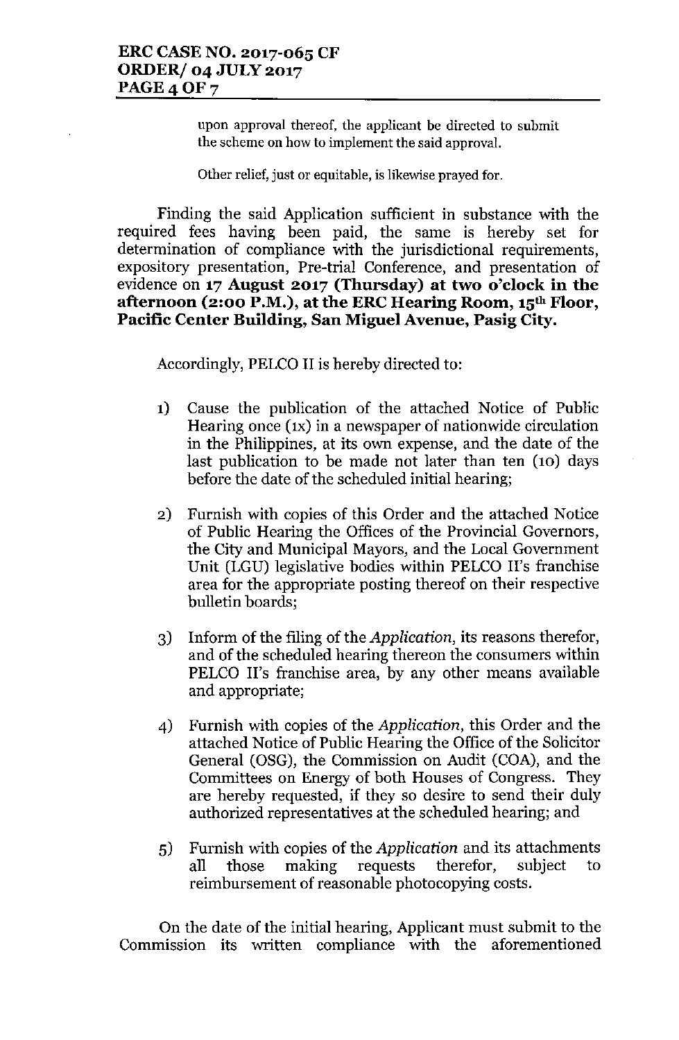upon approval thereof, the applicant be directed to submit the scheme on how to implement the said approval.

Other relief, just or equitable, is likewise prayed for.

Finding the said Application sufficient in substance with the required fees having been paid, the same is hereby set for determination of compliance with the jurisdictional requirements, expository presentation, Pre-trial Conference, and presentation of evidence on **17 August 2017 (Thursday) at two o'clock in the afternoon (2:00 P.M.), at the ERC Hearing Room, 15th Floor, Pacific Center Building, San Miguel Avenue, Pasig City.**

Accordingly, PELCO II is hereby directed to:

1) Cause the publication of the attached Notice of Public Hearing once (1x) in a newspaper of nationwide circulation in the Philippines, at its own expense, and the date of the last publication to be made not later than ten (10) days before the date of the scheduled initial hearing;

2) Furnish with copies of this Order and the attached Notice of Public Hearing the Offices of the Provincial Governors, the City and Municipal Mayors, and the Local Government Unit (LGU) legislative bodies within PELCO II's franchise area for the appropriate posting thereof on their respective bulletin boards;

3) Inform of the filing of the *Application*, its reasons therefor, and of the scheduled hearing thereon the consumers within PELCO II's franchise area, by any other means available and appropriate;

4) Furnish with copies of the *Application*, this Order and the attached Notice of Public Hearing the Office of the Solicitor General (OSG), the Commission on Audit (COA), and the Committees on Energy of both Houses of Congress. They are hereby requested, if they so desire to send their duly authorized representatives at the scheduled hearing; and

5) Furnish with copies of the *Application* and its attachments all those making requests therefor, subject to reimbursement of reasonable photocopying costs.

On the date of the initial hearing, Applicant must submit to the Commission its written compliance with the aforementioned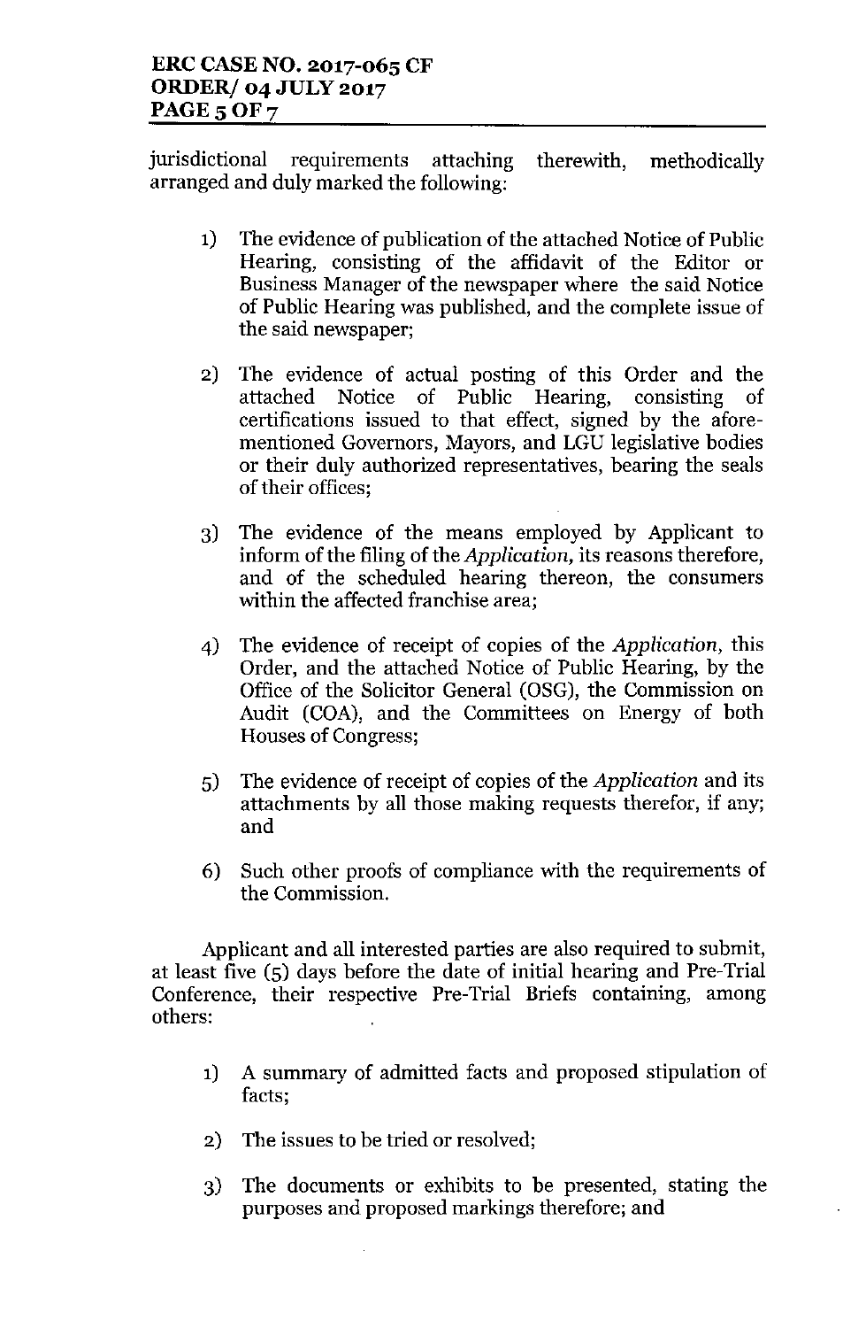jurisdictional requirements attaching therewith, methodically arranged and duly marked the following:

1) The evidence of publication of the attached Notice of Public Hearing, consisting of the affidavit of the Editor or Business Manager of the newspaper where the said Notice of Public Hearing was published, and the complete issue of the said newspaper;

2) The evidence of actual posting of this Order and the attached Notice of Public Hearing, consisting of certifications issued to that effect, signed by the aforementioned Governors, Mayors, and LGU legislative bodies or their duly authorized representatives, bearing the seals of their offices;

3) The evidence of the means employed by Applicant to inform of the filing of the *Application*, its reasons therefore, and of the scheduled hearing thereon, the consumers within the affected franchise area;

4) The evidence of receipt of copies of the *Application*, this Order, and the attached Notice of Public Hearing, by the Office of the Solicitor General (OSG), the Commission on Audit (COA), and the Committees on Energy of both Houses of Congress;

5) The evidence of receipt of copies of the *Application* and its attachments by all those making requests therefor, if any; and

6) Such other proofs of compliance with the requirements of the Commission.

Applicant and all interested parties are also required to submit, at least five (5) days before the date of initial hearing and Pre-Trial Conference, their respective Pre-Trial Briefs containing, among others:

1) A summary of admitted facts and proposed stipulation of facts;

2) The issues to be tried or resolved;

3) The documents or exhibits to be presented, stating the purposes and proposed markings therefore; and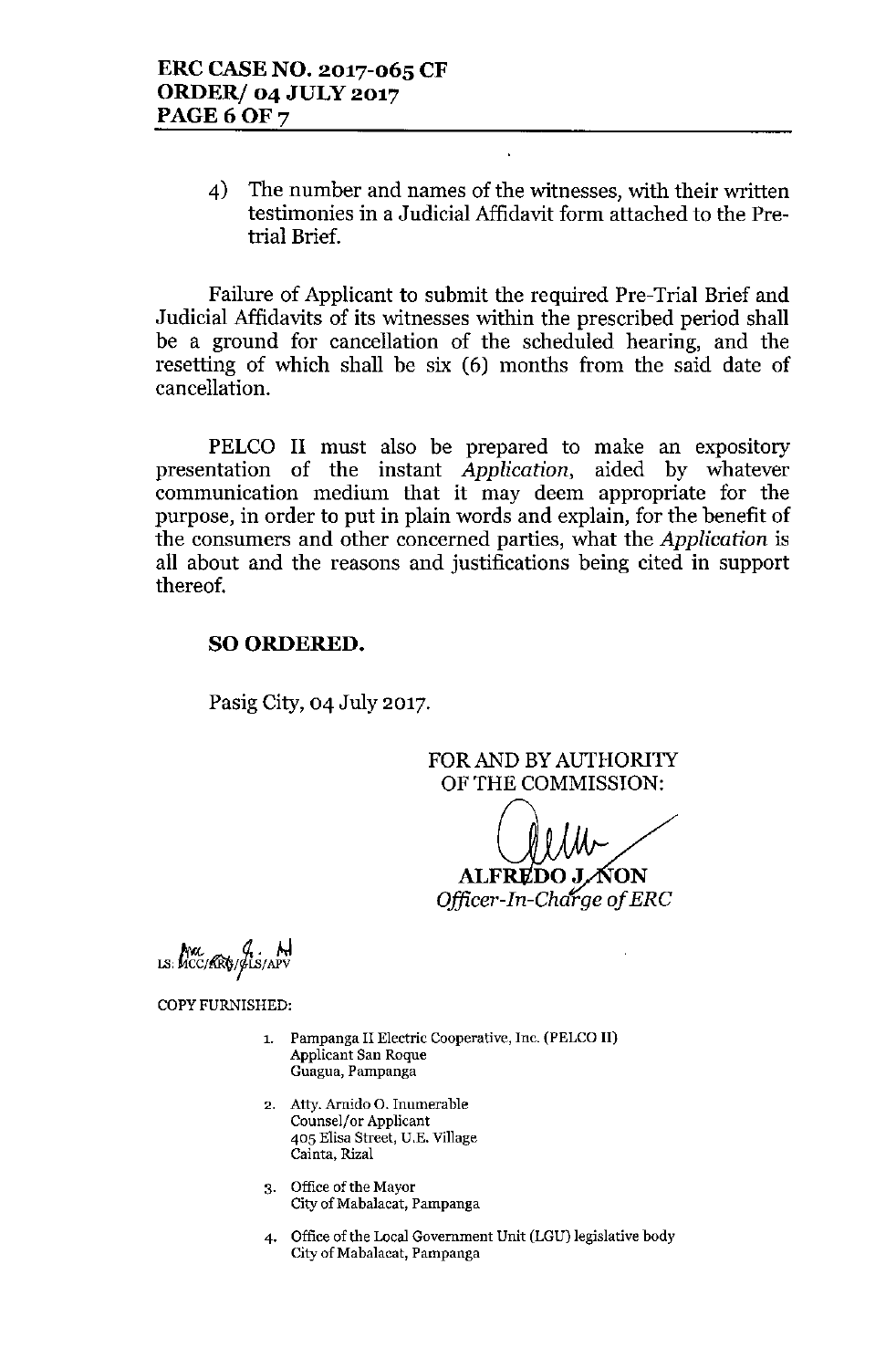4) The number and names of the witnesses, with their written testimonies in a Judicial Affidavit form attached to the Pre-trial Brief.

Failure of Applicant to submit the required Pre-Trial Brief and Judicial Affidavits of its witnesses within the prescribed period shall be a ground for cancellation of the scheduled hearing, and the resetting of which shall be six (6) months from the said date of cancellation.

PELCO II must also be prepared to make an expository presentation of the instant *Application*, aided by whatever communication medium that it may deem appropriate for the purpose, in order to put in plain words and explain, for the benefit of the consumers and other concerned parties, what the *Application* is all about and the reasons and justifications being cited in support thereof.

**SO ORDERED.**

Pasig City, 04 July 2017.

FOR AND BY AUTHORITY
OF THE COMMISSION:

**ALFREDO J. NON**
*Officer-In-Charge of ERC*

LS: MCC/ARG/GLS/APV

COPY FURNISHED:

1. Pampanga II Electric Cooperative, Inc. (PELCO II)
   Applicant San Roque
   Guagua, Pampanga

2. Atty. Arnido O. Inumerable
   Counsel/or Applicant
   405 Elisa Street, U.E. Village
   Cainta, Rizal

3. Office of the Mayor
   City of Mabalacat, Pampanga

4. Office of the Local Government Unit (LGU) legislative body
   City of Mabalacat, Pampanga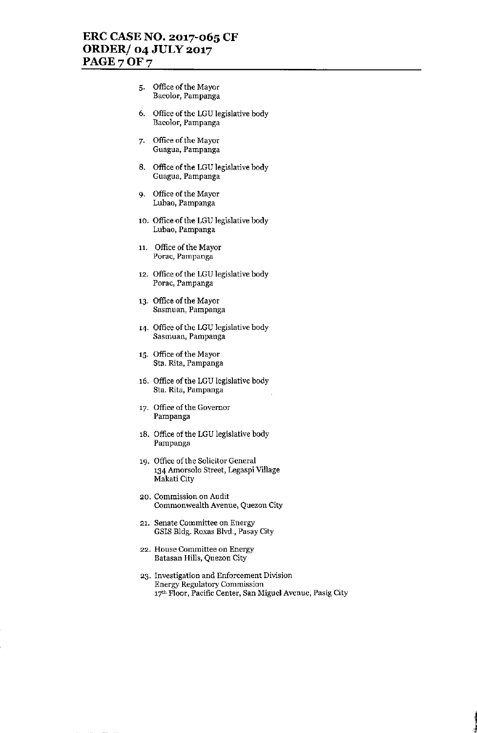5. Office of the Mayor
   Bacolor, Pampanga

6. Office of the LGU legislative body
   Bacolor, Pampanga

7. Office of the Mayor
   Guagua, Pampanga

8. Office of the LGU legislative body
   Guagua, Pampanga

9. Office of the Mayor
   Lubao, Pampanga

10. Office of the LGU legislative body
    Lubao, Pampanga

11. Office of the Mayor
    Porac, Pampanga

12. Office of the LGU legislative body
    Porac, Pampanga

13. Office of the Mayor
    Sasmuan, Pampanga

14. Office of the LGU legislative body
    Sasmuan, Pampanga

15. Office of the Mayor
    Sta. Rita, Pampanga

16. Office of the LGU legislative body
    Sta. Rita, Pampanga

17. Office of the Governor
    Pampanga

18. Office of the LGU legislative body
    Pampanga

19. Office of the Solicitor General
    134 Amorsolo Street, Legaspi Village
    Makati City

20. Commission on Audit
    Commonwealth Avenue, Quezon City

21. Senate Committee on Energy
    GSIS Bldg. Roxas Blvd., Pasay City

22. House Committee on Energy
    Batasan Hills, Quezon City

23. Investigation and Enforcement Division
    Energy Regulatory Commission
    17th Floor, Pacific Center, San Miguel Avenue, Pasig City